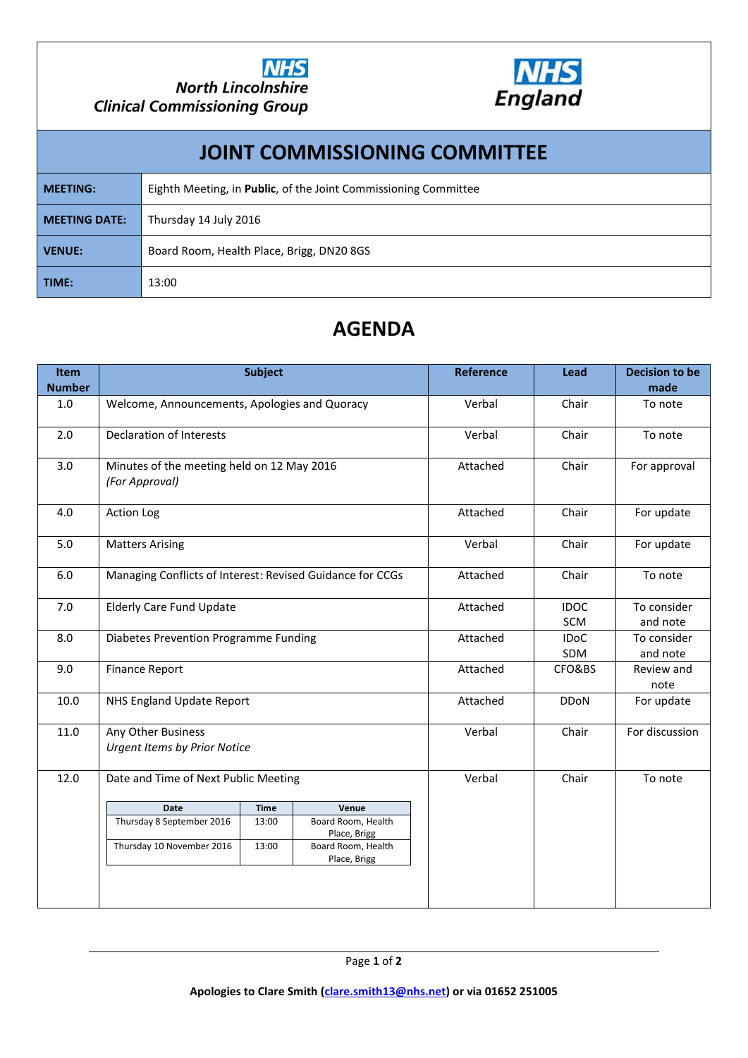North Lincolnshire Clinical Commissioning Group

NHS England

# JOINT COMMISSIONING COMMITTEE

| | |
|---|---|
| **MEETING:** | Eighth Meeting, in **Public**, of the Joint Commissioning Committee |
| **MEETING DATE:** | Thursday 14 July 2016 |
| **VENUE:** | Board Room, Health Place, Brigg, DN20 8GS |
| **TIME:** | 13:00 |

# AGENDA

| Item Number | Subject | Reference | Lead | Decision to be made |
|---|---|---|---|---|
| 1.0 | Welcome, Announcements, Apologies and Quoracy | Verbal | Chair | To note |
| 2.0 | Declaration of Interests | Verbal | Chair | To note |
| 3.0 | Minutes of the meeting held on 12 May 2016 *(For Approval)* | Attached | Chair | For approval |
| 4.0 | Action Log | Attached | Chair | For update |
| 5.0 | Matters Arising | Verbal | Chair | For update |
| 6.0 | Managing Conflicts of Interest: Revised Guidance for CCGs | Attached | Chair | To note |
| 7.0 | Elderly Care Fund Update | Attached | IDOC SCM | To consider and note |
| 8.0 | Diabetes Prevention Programme Funding | Attached | IDoC SDM | To consider and note |
| 9.0 | Finance Report | Attached | CFO&BS | Review and note |
| 10.0 | NHS England Update Report | Attached | DDoN | For update |
| 11.0 | Any Other Business *Urgent Items by Prior Notice* | Verbal | Chair | For discussion |
| 12.0 | Date and Time of Next Public Meeting | Verbal | Chair | To note |

| Date | Time | Venue |
|---|---|---|
| Thursday 8 September 2016 | 13:00 | Board Room, Health Place, Brigg |
| Thursday 10 November 2016 | 13:00 | Board Room, Health Place, Brigg |

**Apologies to Clare Smith (clare.smith13@nhs.net) or via 01652 251005**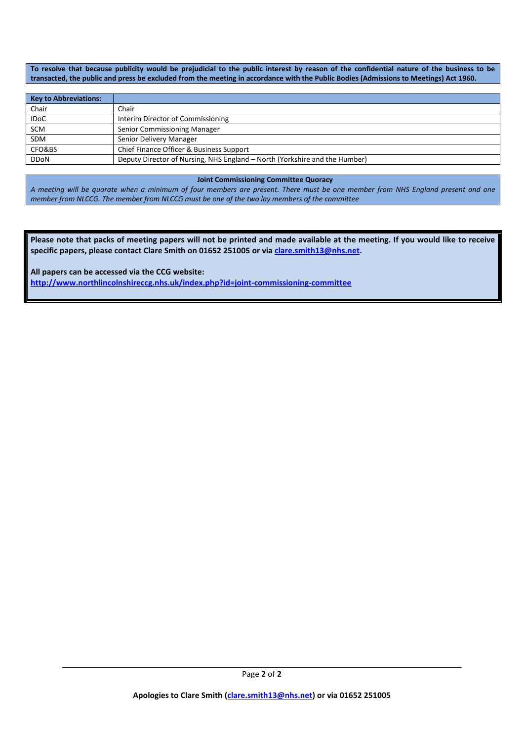**To resolve that because publicity would be prejudicial to the public interest by reason of the confidential nature of the business to be transacted, the public and press be excluded from the meeting in accordance with the Public Bodies (Admissions to Meetings) Act 1960.**

| **Key to Abbreviations:** | |
|---|---|
| Chair | Chair |
| IDoC | Interim Director of Commissioning |
| SCM | Senior Commissioning Manager |
| SDM | Senior Delivery Manager |
| CFO&BS | Chief Finance Officer & Business Support |
| DDoN | Deputy Director of Nursing, NHS England – North (Yorkshire and the Humber) |

**Joint Commissioning Committee Quoracy**

*A meeting will be quorate when a minimum of four members are present. There must be one member from NHS England present and one member from NLCCG. The member from NLCCG must be one of the two lay members of the committee*

**Please note that packs of meeting papers will not be printed and made available at the meeting. If you would like to receive specific papers, please contact Clare Smith on 01652 251005 or via clare.smith13@nhs.net.**

**All papers can be accessed via the CCG website:**
**http://www.northlincolnshireccg.nhs.uk/index.php?id=joint-commissioning-committee**

**Apologies to Clare Smith (clare.smith13@nhs.net) or via 01652 251005**